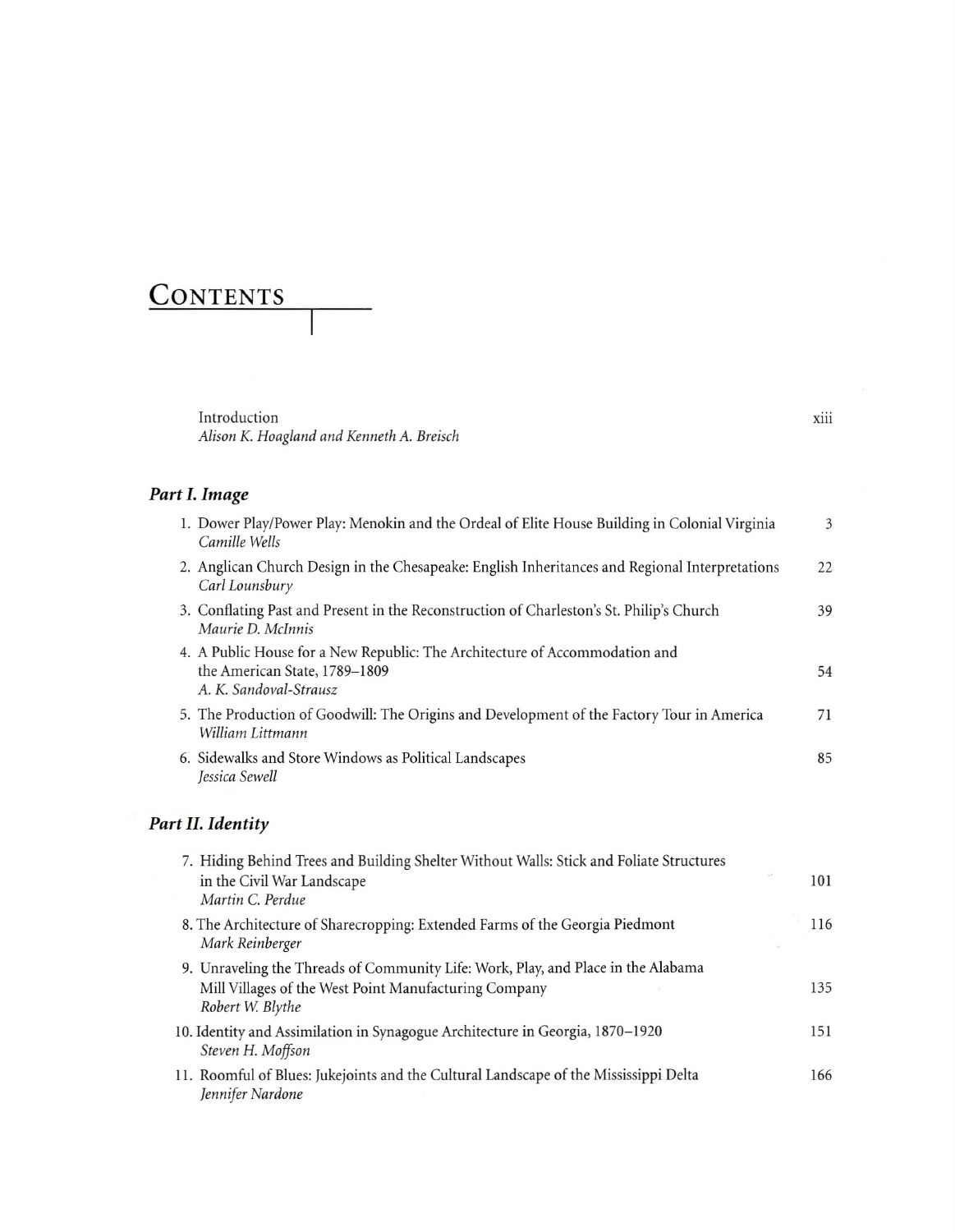# Contents

Introduction — xiii
*Alison K. Hoagland and Kenneth A. Breisch*

## *Part I. Image*

1. Dower Play/Power Play: Menokin and the Ordeal of Elite House Building in Colonial Virginia — 3
   *Camille Wells*
2. Anglican Church Design in the Chesapeake: English Inheritances and Regional Interpretations — 22
   *Carl Lounsbury*
3. Conflating Past and Present in the Reconstruction of Charleston's St. Philip's Church — 39
   *Maurie D. McInnis*
4. A Public House for a New Republic: The Architecture of Accommodation and the American State, 1789–1809 — 54
   *A. K. Sandoval-Strausz*
5. The Production of Goodwill: The Origins and Development of the Factory Tour in America — 71
   *William Littmann*
6. Sidewalks and Store Windows as Political Landscapes — 85
   *Jessica Sewell*

## *Part II. Identity*

7. Hiding Behind Trees and Building Shelter Without Walls: Stick and Foliate Structures in the Civil War Landscape — 101
   *Martin C. Perdue*
8. The Architecture of Sharecropping: Extended Farms of the Georgia Piedmont — 116
   *Mark Reinberger*
9. Unraveling the Threads of Community Life: Work, Play, and Place in the Alabama Mill Villages of the West Point Manufacturing Company — 135
   *Robert W. Blythe*
10. Identity and Assimilation in Synagogue Architecture in Georgia, 1870–1920 — 151
    *Steven H. Moffson*
11. Roomful of Blues: Jukejoints and the Cultural Landscape of the Mississippi Delta — 166
    *Jennifer Nardone*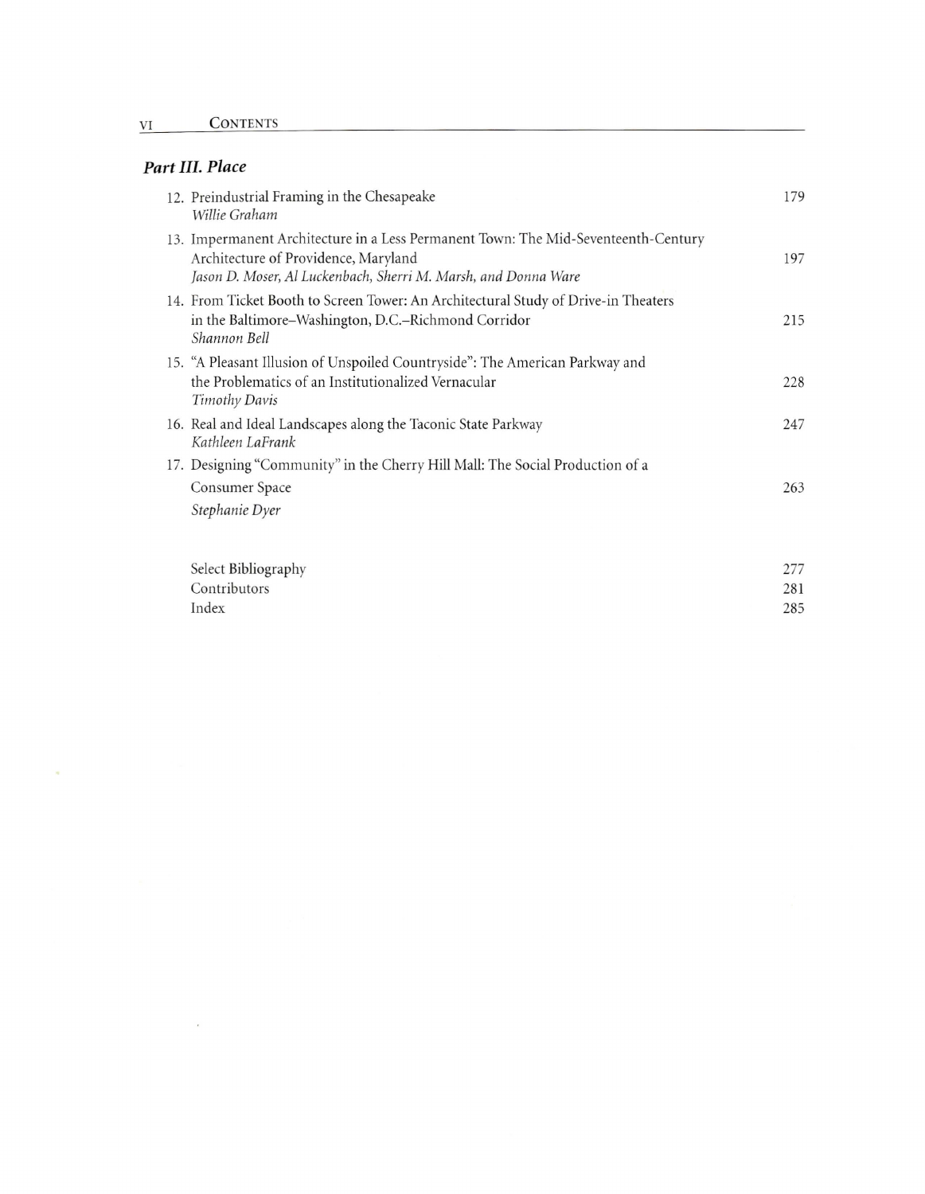## *Part III. Place*

12. Preindustrial Framing in the Chesapeake — 179
    *Willie Graham*
13. Impermanent Architecture in a Less Permanent Town: The Mid-Seventeenth-Century Architecture of Providence, Maryland — 197
    *Jason D. Moser, Al Luckenbach, Sherri M. Marsh, and Donna Ware*
14. From Ticket Booth to Screen Tower: An Architectural Study of Drive-in Theaters in the Baltimore–Washington, D.C.–Richmond Corridor — 215
    *Shannon Bell*
15. "A Pleasant Illusion of Unspoiled Countryside": The American Parkway and the Problematics of an Institutionalized Vernacular — 228
    *Timothy Davis*
16. Real and Ideal Landscapes along the Taconic State Parkway — 247
    *Kathleen LaFrank*
17. Designing "Community" in the Cherry Hill Mall: The Social Production of a Consumer Space — 263
    *Stephanie Dyer*

Select Bibliography — 277
Contributors — 281
Index — 285